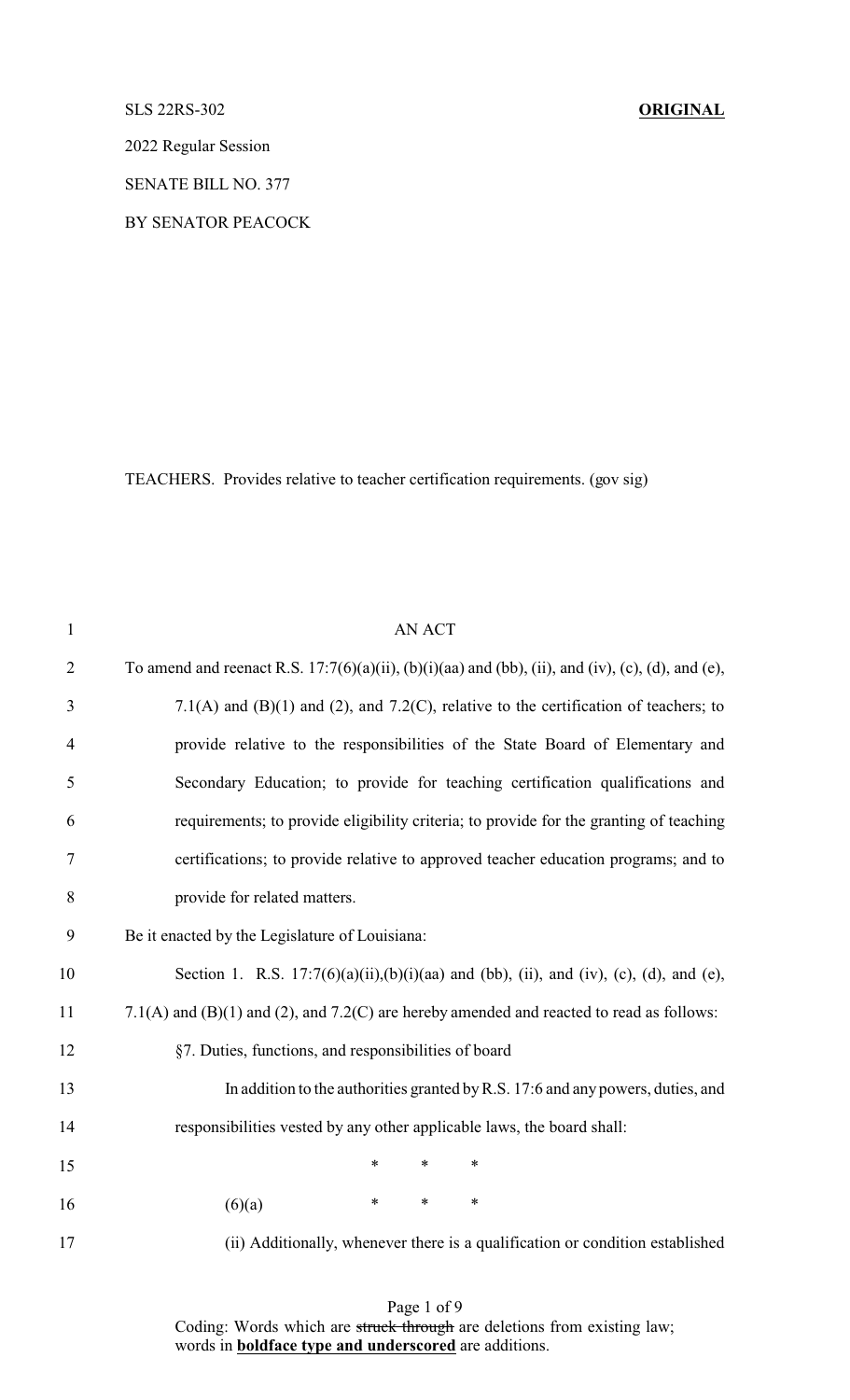SLS 22RS-302 **ORIGINAL**

2022 Regular Session

SENATE BILL NO. 377

BY SENATOR PEACOCK

TEACHERS. Provides relative to teacher certification requirements. (gov sig)

AN ACT

To amend and reenact R.S. 17:7(6)(a)(ii), (b)(i)(aa) and (bb), (ii), and (iv), (c), (d), and (e), 7.1(A) and (B)(1) and (2), and 7.2(C), relative to the certification of teachers; to provide relative to the responsibilities of the State Board of Elementary and Secondary Education; to provide for teaching certification qualifications and requirements; to provide eligibility criteria; to provide for the granting of teaching certifications; to provide relative to approved teacher education programs; and to provide for related matters.

Be it enacted by the Legislature of Louisiana:

Section 1. R.S. 17:7(6)(a)(ii),(b)(i)(aa) and (bb), (ii), and (iv), (c), (d), and (e), 7.1(A) and (B)(1) and (2), and 7.2(C) are hereby amended and reacted to read as follows:

§7. Duties, functions, and responsibilities of board

In addition to the authorities granted by R.S. 17:6 and any powers, duties, and responsibilities vested by any other applicable laws, the board shall:

\* \* \*

(6)(a) \* \* \*

(ii) Additionally, whenever there is a qualification or condition established

Coding: Words which are ~~struck through~~ are deletions from existing law; words in **boldface type and underscored** are additions.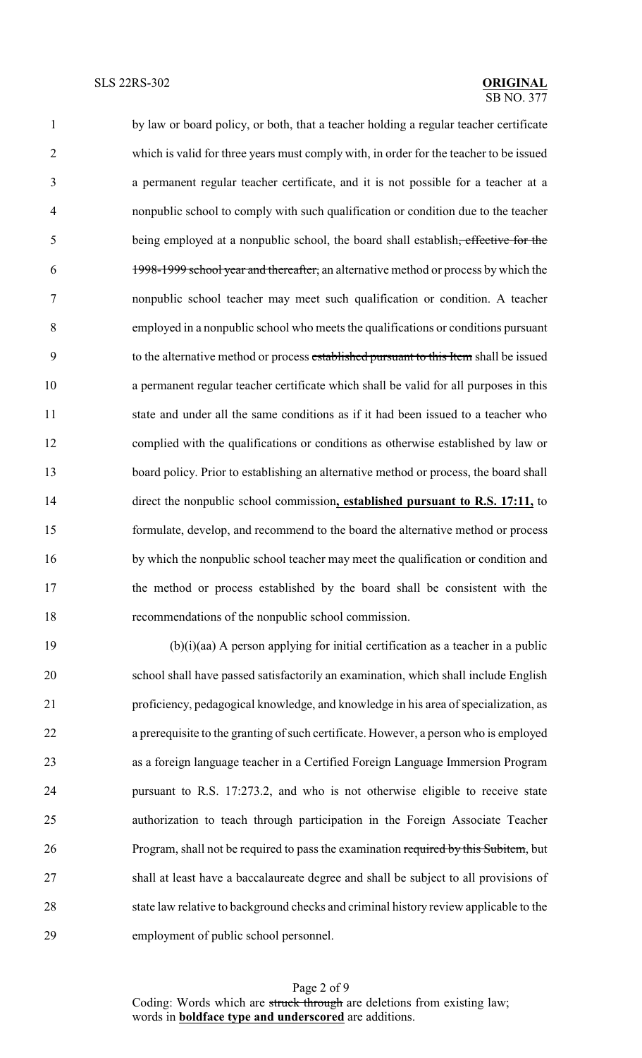by law or board policy, or both, that a teacher holding a regular teacher certificate which is valid for three years must comply with, in order for the teacher to be issued a permanent regular teacher certificate, and it is not possible for a teacher at a nonpublic school to comply with such qualification or condition due to the teacher being employed at a nonpublic school, the board shall establish~~, effective for the 1998-1999 school year and thereafter,~~ an alternative method or process by which the nonpublic school teacher may meet such qualification or condition. A teacher employed in a nonpublic school who meets the qualifications or conditions pursuant to the alternative method or process ~~established pursuant to this Item~~ shall be issued a permanent regular teacher certificate which shall be valid for all purposes in this state and under all the same conditions as if it had been issued to a teacher who complied with the qualifications or conditions as otherwise established by law or board policy. Prior to establishing an alternative method or process, the board shall direct the nonpublic school commission**<u>, established pursuant to R.S. 17:11,</u>** to formulate, develop, and recommend to the board the alternative method or process by which the nonpublic school teacher may meet the qualification or condition and the method or process established by the board shall be consistent with the recommendations of the nonpublic school commission.

(b)(i)(aa) A person applying for initial certification as a teacher in a public school shall have passed satisfactorily an examination, which shall include English proficiency, pedagogical knowledge, and knowledge in his area of specialization, as a prerequisite to the granting of such certificate. However, a person who is employed as a foreign language teacher in a Certified Foreign Language Immersion Program pursuant to R.S. 17:273.2, and who is not otherwise eligible to receive state authorization to teach through participation in the Foreign Associate Teacher Program, shall not be required to pass the examination ~~required by this Subitem~~, but shall at least have a baccalaureate degree and shall be subject to all provisions of state law relative to background checks and criminal history review applicable to the employment of public school personnel.

Coding: Words which are ~~struck through~~ are deletions from existing law; words in **<u>boldface type and underscored</u>** are additions.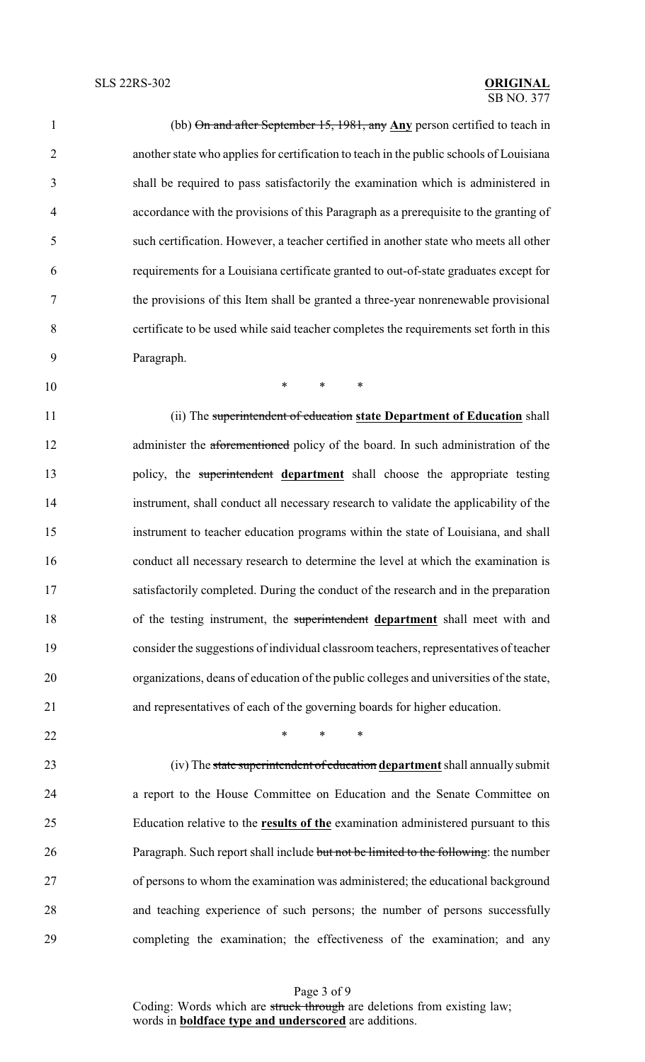(bb) ~~On and after September 15, 1981, any~~ **Any** person certified to teach in another state who applies for certification to teach in the public schools of Louisiana shall be required to pass satisfactorily the examination which is administered in accordance with the provisions of this Paragraph as a prerequisite to the granting of such certification. However, a teacher certified in another state who meets all other requirements for a Louisiana certificate granted to out-of-state graduates except for the provisions of this Item shall be granted a three-year nonrenewable provisional certificate to be used while said teacher completes the requirements set forth in this Paragraph.

\* \* \*

(ii) The ~~superintendent of education~~ **state Department of Education** shall administer the ~~aforementioned~~ policy of the board. In such administration of the policy, the ~~superintendent~~ **department** shall choose the appropriate testing instrument, shall conduct all necessary research to validate the applicability of the instrument to teacher education programs within the state of Louisiana, and shall conduct all necessary research to determine the level at which the examination is satisfactorily completed. During the conduct of the research and in the preparation of the testing instrument, the ~~superintendent~~ **department** shall meet with and consider the suggestions of individual classroom teachers, representatives of teacher organizations, deans of education of the public colleges and universities of the state, and representatives of each of the governing boards for higher education.

\* \* \*

(iv) The ~~state superintendent of education~~ **department** shall annually submit a report to the House Committee on Education and the Senate Committee on Education relative to the **results of the** examination administered pursuant to this Paragraph. Such report shall include ~~but not be limited to the following~~: the number of persons to whom the examination was administered; the educational background and teaching experience of such persons; the number of persons successfully completing the examination; the effectiveness of the examination; and any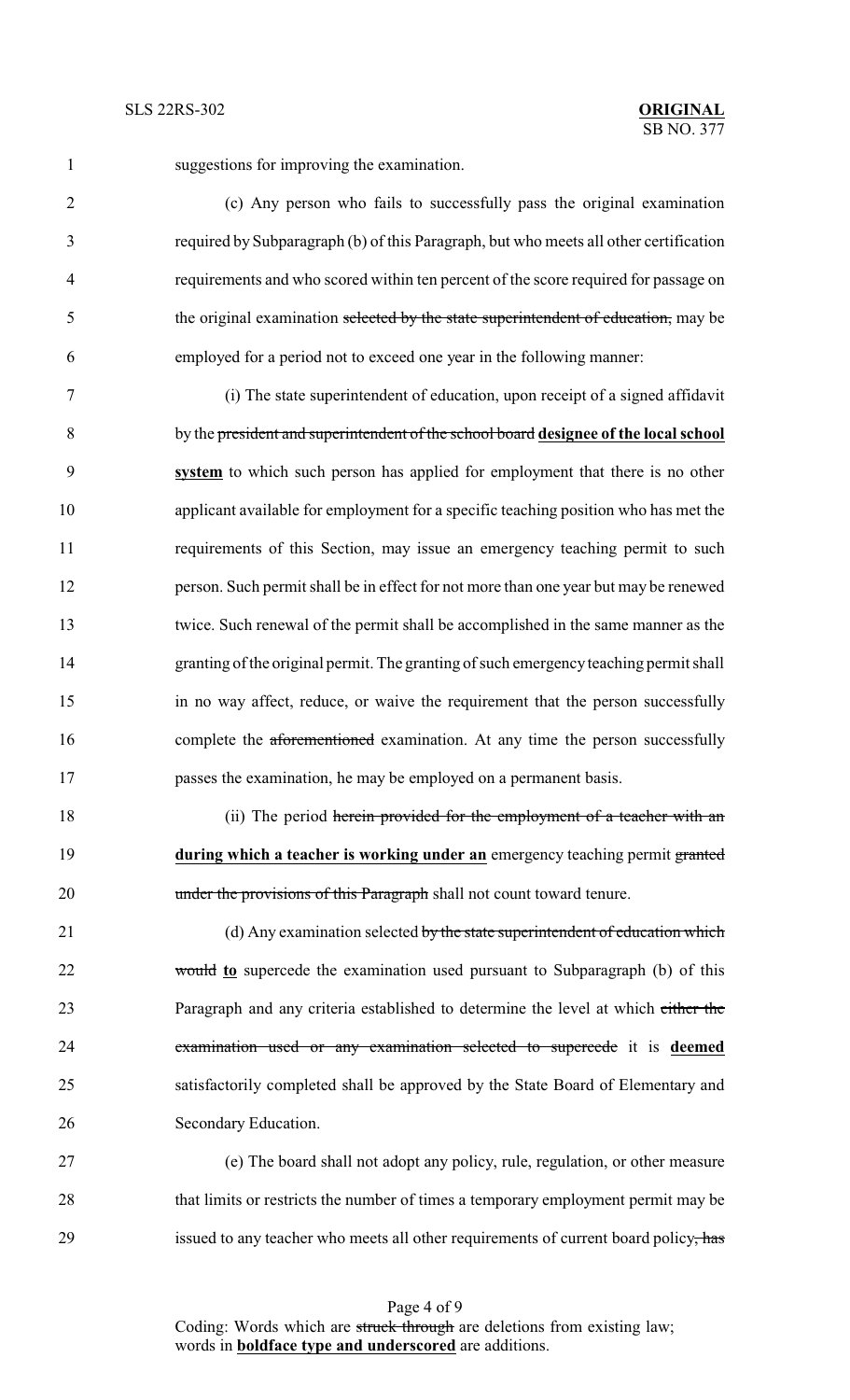suggestions for improving the examination.

(c) Any person who fails to successfully pass the original examination required by Subparagraph (b) of this Paragraph, but who meets all other certification requirements and who scored within ten percent of the score required for passage on the original examination ~~selected by the state superintendent of education,~~ may be employed for a period not to exceed one year in the following manner:

(i) The state superintendent of education, upon receipt of a signed affidavit by the ~~president and superintendent of the school board~~ **designee of the local school system** to which such person has applied for employment that there is no other applicant available for employment for a specific teaching position who has met the requirements of this Section, may issue an emergency teaching permit to such person. Such permit shall be in effect for not more than one year but may be renewed twice. Such renewal of the permit shall be accomplished in the same manner as the granting of the original permit. The granting of such emergency teaching permit shall in no way affect, reduce, or waive the requirement that the person successfully complete the ~~aforementioned~~ examination. At any time the person successfully passes the examination, he may be employed on a permanent basis.

(ii) The period ~~herein provided for the employment of a teacher with an~~ **during which a teacher is working under an** emergency teaching permit ~~granted under the provisions of this Paragraph~~ shall not count toward tenure.

(d) Any examination selected ~~by the state superintendent of education which would~~ **to** supercede the examination used pursuant to Subparagraph (b) of this Paragraph and any criteria established to determine the level at which ~~either the examination used or any examination selected to supercede~~ it is **deemed** satisfactorily completed shall be approved by the State Board of Elementary and Secondary Education.

(e) The board shall not adopt any policy, rule, regulation, or other measure that limits or restricts the number of times a temporary employment permit may be issued to any teacher who meets all other requirements of current board policy~~, has~~

Coding: Words which are ~~struck through~~ are deletions from existing law; words in **boldface type and underscored** are additions.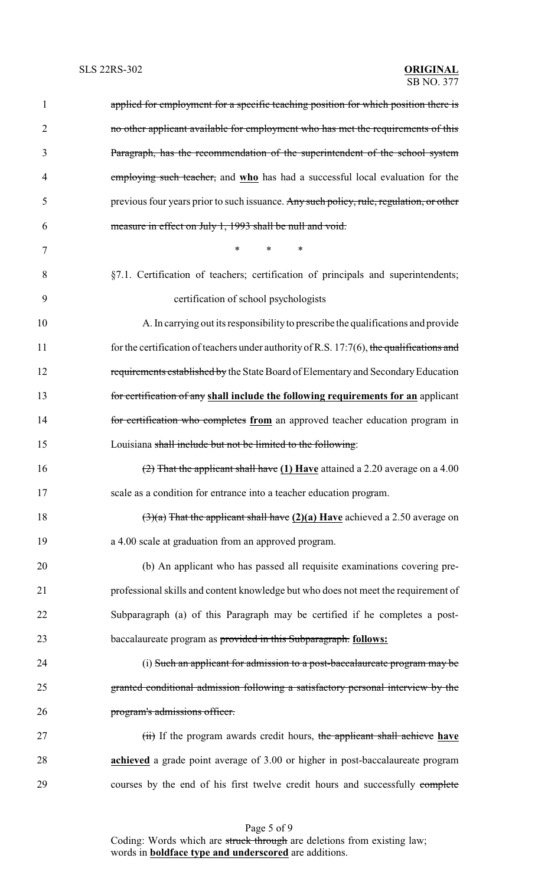~~applied for employment for a specific teaching position for which position there is no other applicant available for employment who has met the requirements of this Paragraph, has the recommendation of the superintendent of the school system employing such teacher,~~ and **<u>who</u>** has had a successful local evaluation for the previous four years prior to such issuance. ~~Any such policy, rule, regulation, or other measure in effect on July 1, 1993 shall be null and void.~~

\* \* \*

§7.1. Certification of teachers; certification of principals and superintendents; certification of school psychologists

A. In carrying out its responsibility to prescribe the qualifications and provide for the certification of teachers under authority of R.S. 17:7(6), ~~the qualifications and requirements established by~~ the State Board of Elementary and Secondary Education ~~for certification of any~~ **<u>shall include the following requirements for an</u>** applicant ~~for certification who completes~~ **<u>from</u>** an approved teacher education program in Louisiana ~~shall include but not be limited to the following~~:

~~(2) That the applicant shall have~~ **<u>(1) Have</u>** attained a 2.20 average on a 4.00 scale as a condition for entrance into a teacher education program.

~~(3)(a) That the applicant shall have~~ **<u>(2)(a) Have</u>** achieved a 2.50 average on a 4.00 scale at graduation from an approved program.

(b) An applicant who has passed all requisite examinations covering pre-professional skills and content knowledge but who does not meet the requirement of Subparagraph (a) of this Paragraph may be certified if he completes a post-baccalaureate program as ~~provided in this Subparagraph.~~ **<u>follows:</u>**

(i) ~~Such an applicant for admission to a post-baccalaureate program may be granted conditional admission following a satisfactory personal interview by the program's admissions officer.~~

~~(ii)~~ If the program awards credit hours, ~~the applicant shall achieve~~ **<u>have achieved</u>** a grade point average of 3.00 or higher in post-baccalaureate program courses by the end of his first twelve credit hours and successfully ~~complete~~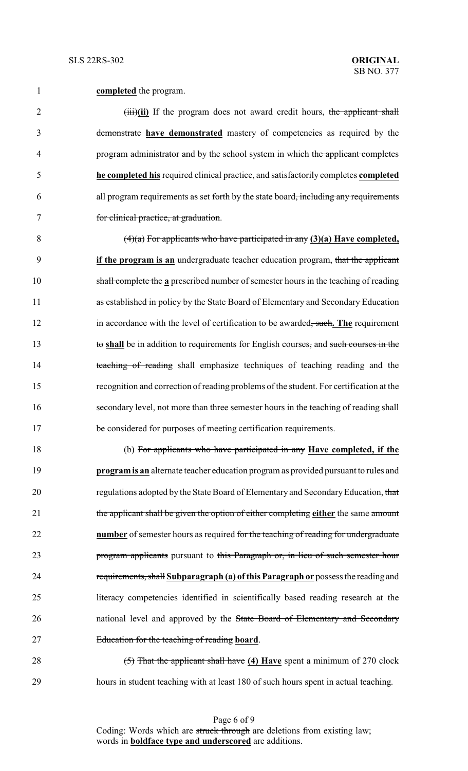**completed** the program.

~~(iii)~~**(ii)** If the program does not award credit hours, ~~the applicant shall demonstrate~~ **have demonstrated** mastery of competencies as required by the program administrator and by the school system in which ~~the applicant completes~~ **he completed his** required clinical practice, and satisfactorily ~~completes~~ **completed** all program requirements ~~as~~ set ~~forth~~ by the state board~~, including any requirements for clinical practice, at graduation~~.

~~(4)(a) For applicants who have participated in any~~ **(3)(a) Have completed, if the program is an** undergraduate teacher education program, ~~that the applicant shall complete the~~ **a** prescribed number of semester hours in the teaching of reading ~~as established in policy by the State Board of Elementary and Secondary Education~~ in accordance with the level of certification to be awarded~~, such~~**. The** requirement ~~to~~ **shall** be in addition to requirements for English courses~~,~~ and ~~such courses in the teaching of reading~~ shall emphasize techniques of teaching reading and the recognition and correction of reading problems of the student. For certification at the secondary level, not more than three semester hours in the teaching of reading shall be considered for purposes of meeting certification requirements.

(b) ~~For applicants who have participated in any~~ **Have completed, if the program is an** alternate teacher education program as provided pursuant to rules and regulations adopted by the State Board of Elementary and Secondary Education, ~~that the applicant shall be given the option of either completing~~ **either** the same ~~amount~~ **number** of semester hours as required ~~for the teaching of reading for undergraduate program applicants~~ pursuant to ~~this Paragraph or, in lieu of such semester hour requirements, shall~~ **Subparagraph (a) of this Paragraph or** possess the reading and literacy competencies identified in scientifically based reading research at the national level and approved by the ~~State Board of Elementary and Secondary Education for the teaching of reading~~ **board**.

~~(5) That the applicant shall have~~ **(4) Have** spent a minimum of 270 clock hours in student teaching with at least 180 of such hours spent in actual teaching.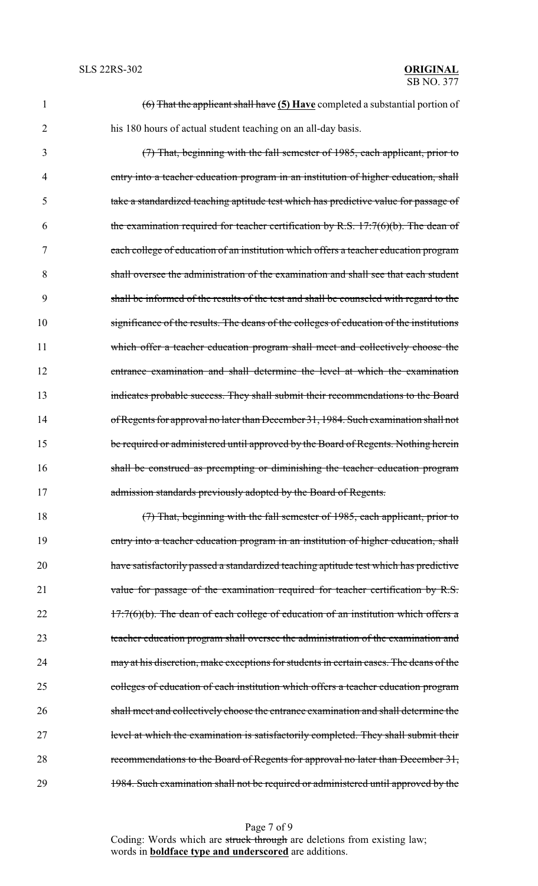(6) That the applicant shall have **(5) Have** completed a substantial portion of his 180 hours of actual student teaching on an all-day basis.

~~(7) That, beginning with the fall semester of 1985, each applicant, prior to entry into a teacher education program in an institution of higher education, shall take a standardized teaching aptitude test which has predictive value for passage of the examination required for teacher certification by R.S. 17:7(6)(b). The dean of each college of education of an institution which offers a teacher education program shall oversee the administration of the examination and shall see that each student shall be informed of the results of the test and shall be counseled with regard to the significance of the results. The deans of the colleges of education of the institutions which offer a teacher education program shall meet and collectively choose the entrance examination and shall determine the level at which the examination indicates probable success. They shall submit their recommendations to the Board of Regents for approval no later than December 31, 1984. Such examination shall not be required or administered until approved by the Board of Regents. Nothing herein shall be construed as preempting or diminishing the teacher education program admission standards previously adopted by the Board of Regents.~~

~~(7) That, beginning with the fall semester of 1985, each applicant, prior to entry into a teacher education program in an institution of higher education, shall have satisfactorily passed a standardized teaching aptitude test which has predictive value for passage of the examination required for teacher certification by R.S. 17:7(6)(b). The dean of each college of education of an institution which offers a teacher education program shall oversee the administration of the examination and may at his discretion, make exceptions for students in certain cases. The deans of the colleges of education of each institution which offers a teacher education program shall meet and collectively choose the entrance examination and shall determine the level at which the examination is satisfactorily completed. They shall submit their recommendations to the Board of Regents for approval no later than December 31, 1984. Such examination shall not be required or administered until approved by the~~

Coding: Words which are ~~struck through~~ are deletions from existing law; words in **boldface type and underscored** are additions.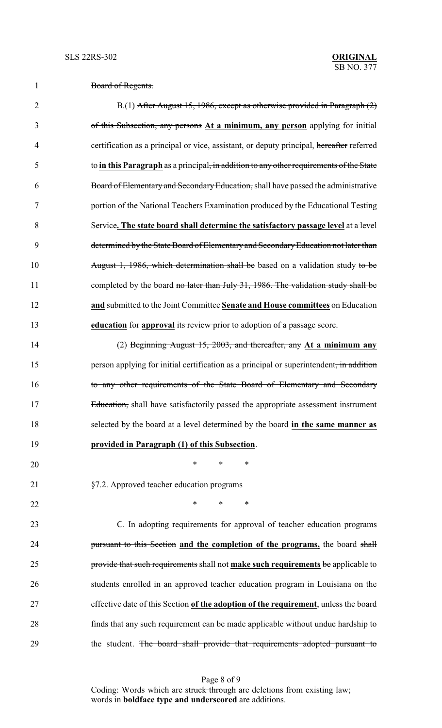~~Board of Regents.~~

B.(1) ~~After August 15, 1986, except as otherwise provided in Paragraph (2) of this Subsection, any persons~~ **At a minimum, any person** applying for initial certification as a principal or vice, assistant, or deputy principal, ~~hereafter~~ referred to **in this Paragraph** as a principal~~, in addition to any other requirements of the State Board of Elementary and Secondary Education,~~ shall have passed the administrative portion of the National Teachers Examination produced by the Educational Testing Service**. The state board shall determine the satisfactory passage level** ~~at a level determined by the State Board of Elementary and Secondary Education not later than August 1, 1986, which determination shall be~~ based on a validation study ~~to be~~ completed by the board ~~no later than July 31, 1986. The validation study shall be~~ **and** submitted to the ~~Joint Committee~~ **Senate and House committees** on ~~Education~~ **education** for **approval** ~~its review~~ prior to adoption of a passage score.

(2) ~~Beginning August 15, 2003, and thereafter, any~~ **At a minimum any** person applying for initial certification as a principal or superintendent~~, in addition to any other requirements of the State Board of Elementary and Secondary Education,~~ shall have satisfactorily passed the appropriate assessment instrument selected by the board at a level determined by the board **in the same manner as provided in Paragraph (1) of this Subsection**.

\* \* \*

§7.2. Approved teacher education programs

\* \* \*

C. In adopting requirements for approval of teacher education programs ~~pursuant to this Section~~ **and the completion of the programs,** the board ~~shall provide that such requirements~~ shall not **make such requirements** ~~be~~ applicable to students enrolled in an approved teacher education program in Louisiana on the effective date ~~of this Section~~ **of the adoption of the requirement**, unless the board finds that any such requirement can be made applicable without undue hardship to the student. ~~The board shall provide that requirements adopted pursuant to~~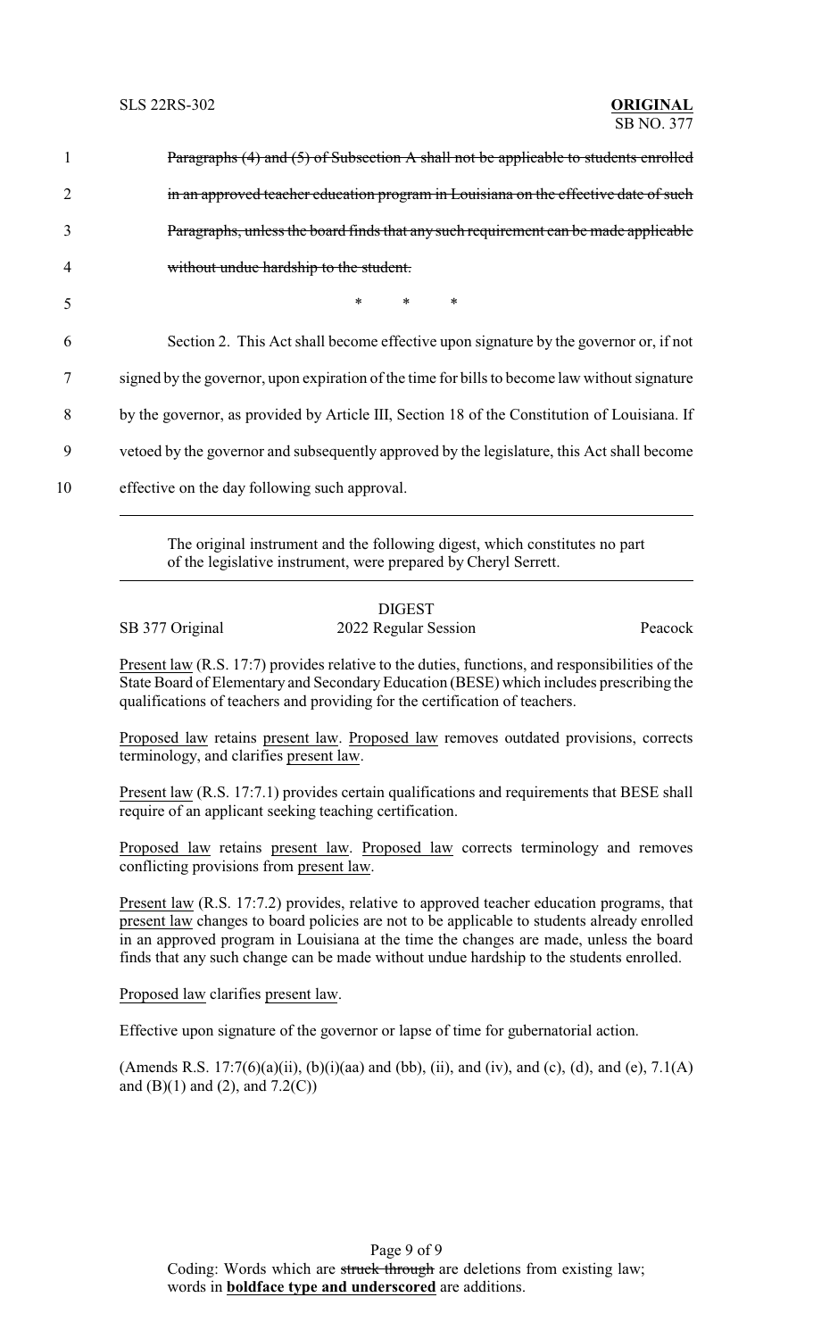~~Paragraphs (4) and (5) of Subsection A shall not be applicable to students enrolled in an approved teacher education program in Louisiana on the effective date of such Paragraphs, unless the board finds that any such requirement can be made applicable without undue hardship to the student.~~

\* \* \*

Section 2. This Act shall become effective upon signature by the governor or, if not signed by the governor, upon expiration of the time for bills to become law without signature by the governor, as provided by Article III, Section 18 of the Constitution of Louisiana. If vetoed by the governor and subsequently approved by the legislature, this Act shall become effective on the day following such approval.

---

The original instrument and the following digest, which constitutes no part of the legislative instrument, were prepared by Cheryl Serrett.

---

DIGEST

SB 377 Original — 2022 Regular Session — Peacock

Present law (R.S. 17:7) provides relative to the duties, functions, and responsibilities of the State Board of Elementary and Secondary Education (BESE) which includes prescribing the qualifications of teachers and providing for the certification of teachers.

Proposed law retains present law. Proposed law removes outdated provisions, corrects terminology, and clarifies present law.

Present law (R.S. 17:7.1) provides certain qualifications and requirements that BESE shall require of an applicant seeking teaching certification.

Proposed law retains present law. Proposed law corrects terminology and removes conflicting provisions from present law.

Present law (R.S. 17:7.2) provides, relative to approved teacher education programs, that present law changes to board policies are not to be applicable to students already enrolled in an approved program in Louisiana at the time the changes are made, unless the board finds that any such change can be made without undue hardship to the students enrolled.

Proposed law clarifies present law.

Effective upon signature of the governor or lapse of time for gubernatorial action.

(Amends R.S. 17:7(6)(a)(ii), (b)(i)(aa) and (bb), (ii), and (iv), and (c), (d), and (e), 7.1(A) and (B)(1) and (2), and 7.2(C))

Coding: Words which are ~~struck through~~ are deletions from existing law; words in **boldface type and underscored** are additions.